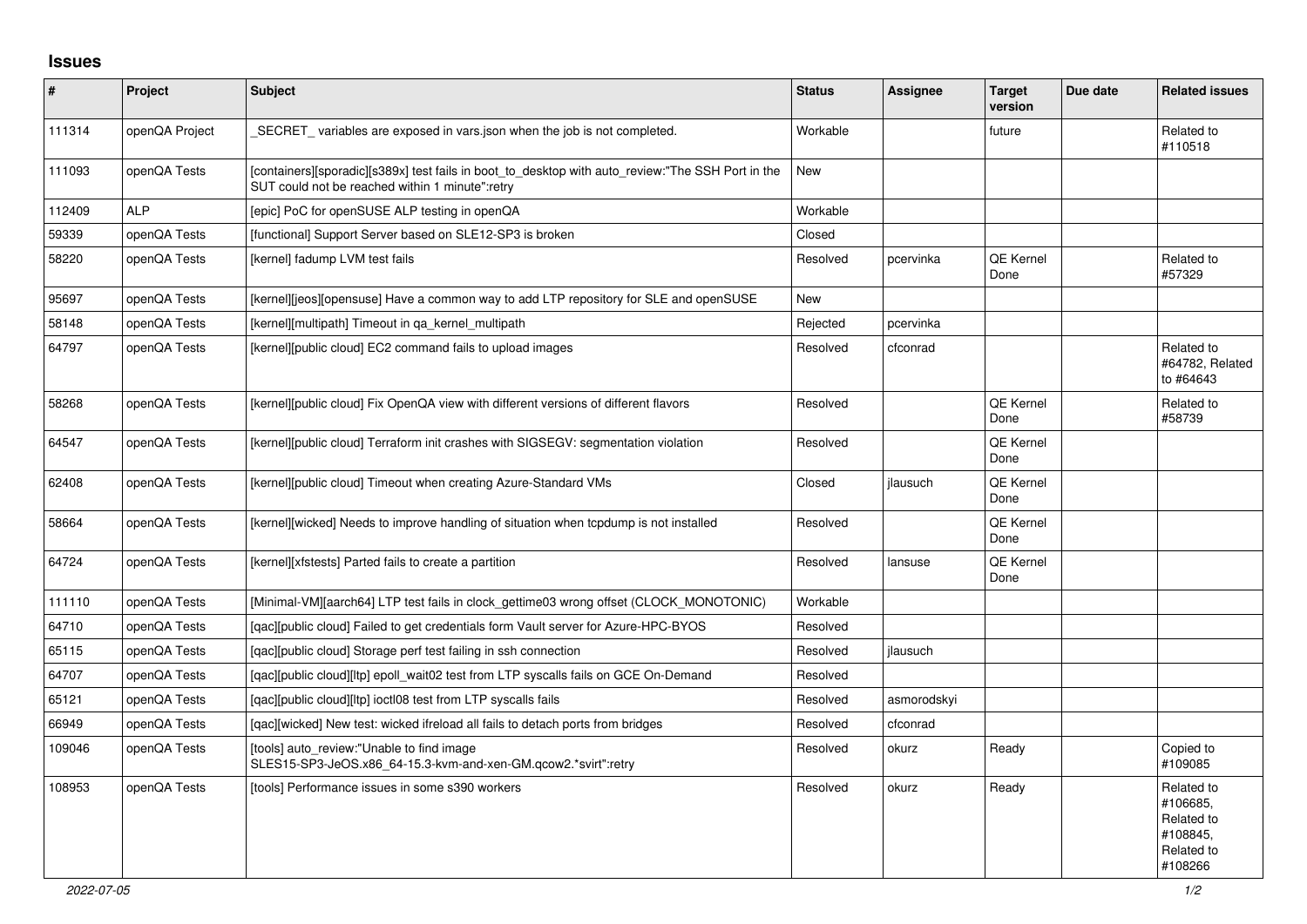# Issues

| # | Project | Subject | Status | Assignee | Target version | Due date | Related issues |
|---|---|---|---|---|---|---|---|
| 111314 | openQA Project | _SECRET_ variables are exposed in vars.json when the job is not completed. | Workable | | future | | Related to #110518 |
| 111093 | openQA Tests | [containers][sporadic][s389x] test fails in boot_to_desktop with auto_review:"The SSH Port in the SUT could not be reached within 1 minute":retry | New | | | | |
| 112409 | ALP | [epic] PoC for openSUSE ALP testing in openQA | Workable | | | | |
| 59339 | openQA Tests | [functional] Support Server based on SLE12-SP3 is broken | Closed | | | | |
| 58220 | openQA Tests | [kernel] fadump LVM test fails | Resolved | pcervinka | QE Kernel Done | | Related to #57329 |
| 95697 | openQA Tests | [kernel][jeos][opensuse] Have a common way to add LTP repository for SLE and openSUSE | New | | | | |
| 58148 | openQA Tests | [kernel][multipath] Timeout in qa_kernel_multipath | Rejected | pcervinka | | | |
| 64797 | openQA Tests | [kernel][public cloud] EC2 command fails to upload images | Resolved | cfconrad | | | Related to #64782, Related to #64643 |
| 58268 | openQA Tests | [kernel][public cloud] Fix OpenQA view with different versions of different flavors | Resolved | | QE Kernel Done | | Related to #58739 |
| 64547 | openQA Tests | [kernel][public cloud] Terraform init crashes with SIGSEGV: segmentation violation | Resolved | | QE Kernel Done | | |
| 62408 | openQA Tests | [kernel][public cloud] Timeout when creating Azure-Standard VMs | Closed | jlausuch | QE Kernel Done | | |
| 58664 | openQA Tests | [kernel][wicked] Needs to improve handling of situation when tcpdump is not installed | Resolved | | QE Kernel Done | | |
| 64724 | openQA Tests | [kernel][xfstests] Parted fails to create a partition | Resolved | lansuse | QE Kernel Done | | |
| 111110 | openQA Tests | [Minimal-VM][aarch64] LTP test fails in clock_gettime03 wrong offset (CLOCK_MONOTONIC) | Workable | | | | |
| 64710 | openQA Tests | [qac][public cloud] Failed to get credentials form Vault server for Azure-HPC-BYOS | Resolved | | | | |
| 65115 | openQA Tests | [qac][public cloud] Storage perf test failing in ssh connection | Resolved | jlausuch | | | |
| 64707 | openQA Tests | [qac][public cloud][ltp] epoll_wait02 test from LTP syscalls fails on GCE On-Demand | Resolved | | | | |
| 65121 | openQA Tests | [qac][public cloud][ltp] ioctl08 test from LTP syscalls fails | Resolved | asmorodskyi | | | |
| 66949 | openQA Tests | [qac][wicked] New test: wicked ifreload all fails to detach ports from bridges | Resolved | cfconrad | | | |
| 109046 | openQA Tests | [tools] auto_review:"Unable to find image SLES15-SP3-JeOS.x86_64-15.3-kvm-and-xen-GM.qcow2.*svirt":retry | Resolved | okurz | Ready | | Copied to #109085 |
| 108953 | openQA Tests | [tools] Performance issues in some s390 workers | Resolved | okurz | Ready | | Related to #106685, Related to #108845, Related to #108266 |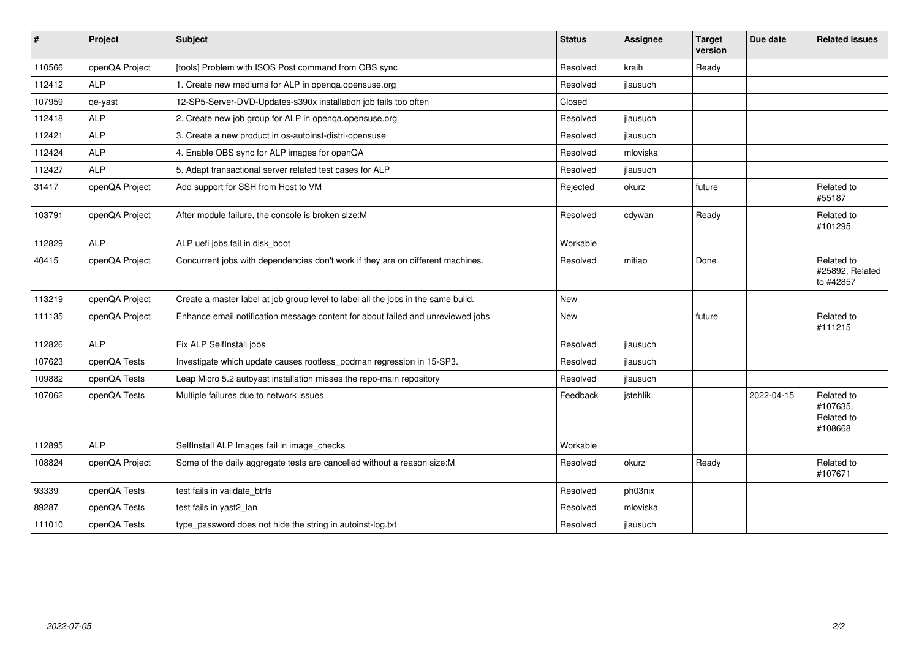| # | Project | Subject | Status | Assignee | Target version | Due date | Related issues |
| --- | --- | --- | --- | --- | --- | --- | --- |
| 110566 | openQA Project | [tools] Problem with ISOS Post command from OBS sync | Resolved | kraih | Ready | | |
| 112412 | ALP | 1. Create new mediums for ALP in openqa.opensuse.org | Resolved | jlausuch | | | |
| 107959 | qe-yast | 12-SP5-Server-DVD-Updates-s390x installation job fails too often | Closed | | | | |
| 112418 | ALP | 2. Create new job group for ALP in openqa.opensuse.org | Resolved | jlausuch | | | |
| 112421 | ALP | 3. Create a new product in os-autoinst-distri-opensuse | Resolved | jlausuch | | | |
| 112424 | ALP | 4. Enable OBS sync for ALP images for openQA | Resolved | mloviska | | | |
| 112427 | ALP | 5. Adapt transactional server related test cases for ALP | Resolved | jlausuch | | | |
| 31417 | openQA Project | Add support for SSH from Host to VM | Rejected | okurz | future | | Related to #55187 |
| 103791 | openQA Project | After module failure, the console is broken size:M | Resolved | cdywan | Ready | | Related to #101295 |
| 112829 | ALP | ALP uefi jobs fail in disk_boot | Workable | | | | |
| 40415 | openQA Project | Concurrent jobs with dependencies don't work if they are on different machines. | Resolved | mitiao | Done | | Related to #25892, Related to #42857 |
| 113219 | openQA Project | Create a master label at job group level to label all the jobs in the same build. | New | | | | |
| 111135 | openQA Project | Enhance email notification message content for about failed and unreviewed jobs | New | | future | | Related to #111215 |
| 112826 | ALP | Fix ALP SelfInstall jobs | Resolved | jlausuch | | | |
| 107623 | openQA Tests | Investigate which update causes rootless_podman regression in 15-SP3. | Resolved | jlausuch | | | |
| 109882 | openQA Tests | Leap Micro 5.2 autoyast installation misses the repo-main repository | Resolved | jlausuch | | | |
| 107062 | openQA Tests | Multiple failures due to network issues | Feedback | jstehlik | | 2022-04-15 | Related to #107635, Related to #108668 |
| 112895 | ALP | SelfInstall ALP Images fail in image_checks | Workable | | | | |
| 108824 | openQA Project | Some of the daily aggregate tests are cancelled without a reason size:M | Resolved | okurz | Ready | | Related to #107671 |
| 93339 | openQA Tests | test fails in validate_btrfs | Resolved | ph03nix | | | |
| 89287 | openQA Tests | test fails in yast2_lan | Resolved | mloviska | | | |
| 111010 | openQA Tests | type_password does not hide the string in autoinst-log.txt | Resolved | jlausuch | | | |